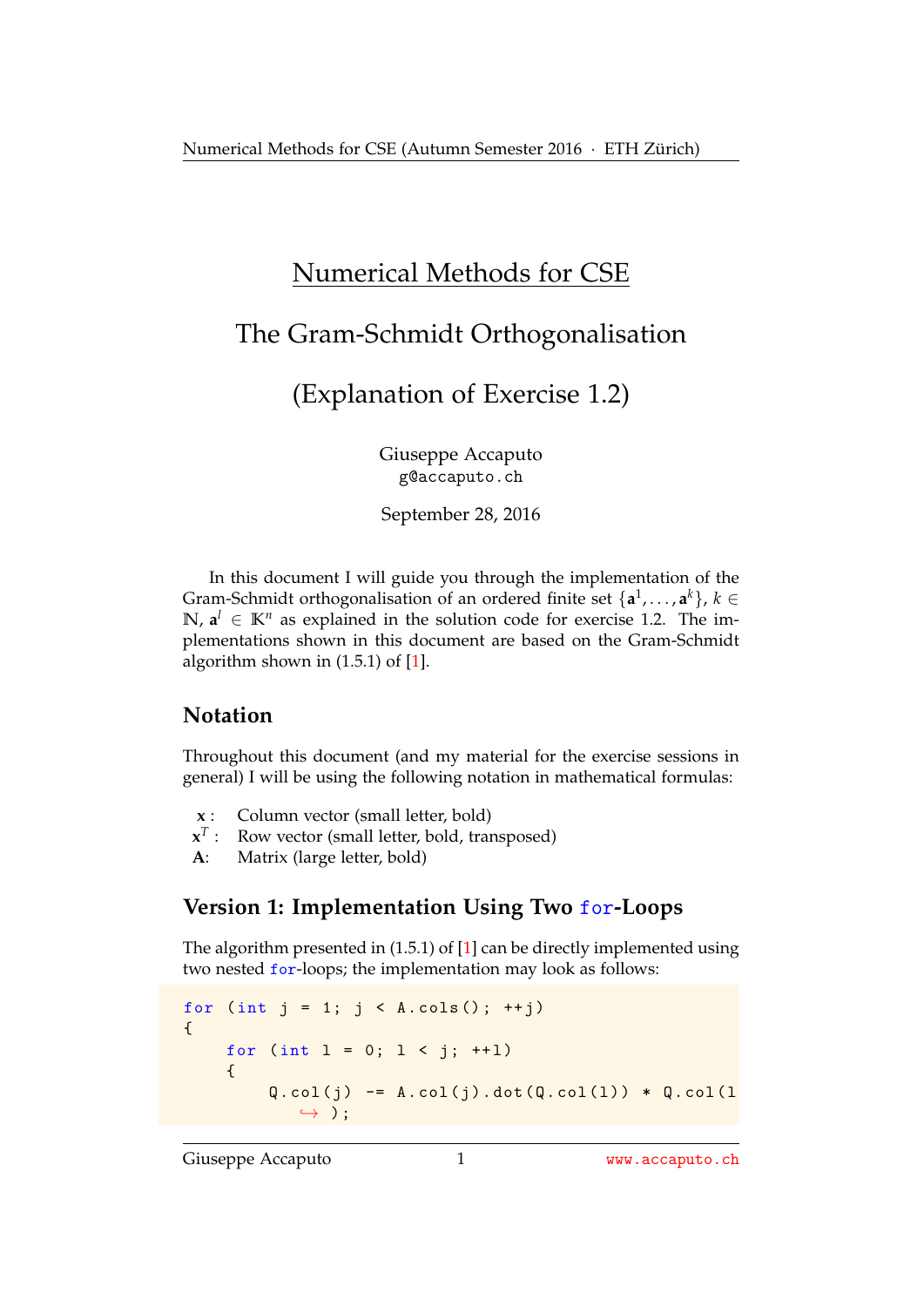# Numerical Methods for CSE

## The Gram-Schmidt Orthogonalisation

## (Explanation of Exercise 1.2)

Giuseppe Accaputo
g@accaputo.ch

September 28, 2016

In this document I will guide you through the implementation of the Gram-Schmidt orthogonalisation of an ordered finite set $\{\mathbf{a}^1, \dots, \mathbf{a}^k\}$, $k \in \mathbb{N}$, $\mathbf{a}^l \in \mathbb{K}^n$ as explained in the solution code for exercise 1.2. The implementations shown in this document are based on the Gram-Schmidt algorithm shown in (1.5.1) of [1].

### Notation

Throughout this document (and my material for the exercise sessions in general) I will be using the following notation in mathematical formulas:

- $\mathbf{x}$ : Column vector (small letter, bold)
- $\mathbf{x}^T$ : Row vector (small letter, bold, transposed)
- $\mathbf{A}$: Matrix (large letter, bold)

### Version 1: Implementation Using Two for-Loops

The algorithm presented in (1.5.1) of [1] can be directly implemented using two nested for-loops; the implementation may look as follows:

```
for (int j = 1; j < A.cols(); ++j)
{
    for (int l = 0; l < j; ++l)
    {
        Q.col(j) -= A.col(j).dot(Q.col(l)) * Q.col(l
            );
```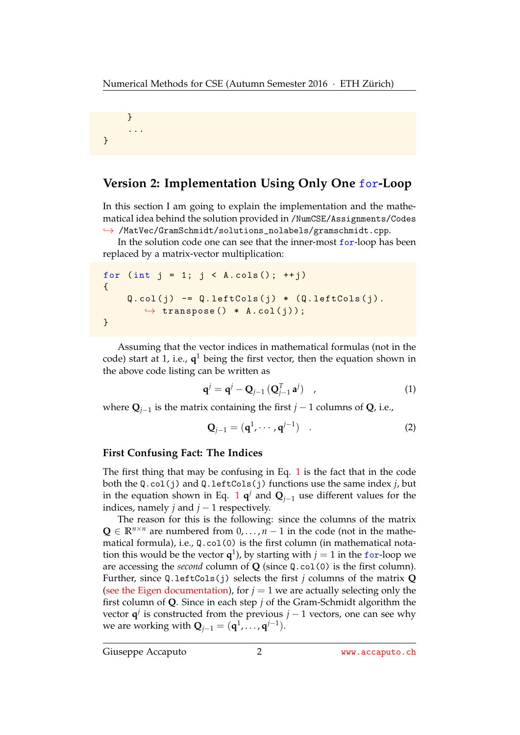```
    }
    ...
}
```

## Version 2: Implementation Using Only One `for`-Loop

In this section I am going to explain the implementation and the mathematical idea behind the solution provided in `/NumCSE/Assignments/Codes/MatVec/GramSchmidt/solutions_nolabels/gramschmidt.cpp`.

In the solution code one can see that the inner-most `for`-loop has been replaced by a matrix-vector multiplication:

```
for (int j = 1; j < A.cols(); ++j)
{
    Q.col(j) -= Q.leftCols(j) * (Q.leftCols(j).
        transpose() * A.col(j));
}
```

Assuming that the vector indices in mathematical formulas (not in the code) start at 1, i.e., $\mathbf{q}^1$ being the first vector, then the equation shown in the above code listing can be written as

$$\mathbf{q}^j = \mathbf{q}^j - \mathbf{Q}_{j-1}\,(\mathbf{Q}_{j-1}^T\,\mathbf{a}^j) \quad , \tag{1}$$

where $\mathbf{Q}_{j-1}$ is the matrix containing the first $j-1$ columns of $\mathbf{Q}$, i.e.,

$$\mathbf{Q}_{j-1} = (\mathbf{q}^1, \cdots, \mathbf{q}^{j-1}) \quad . \tag{2}$$

### First Confusing Fact: The Indices

The first thing that may be confusing in Eq. 1 is the fact that in the code both the `Q.col(j)` and `Q.leftCols(j)` functions use the same index $j$, but in the equation shown in Eq. 1 $\mathbf{q}^j$ and $\mathbf{Q}_{j-1}$ use different values for the indices, namely $j$ and $j-1$ respectively.

The reason for this is the following: since the columns of the matrix $\mathbf{Q} \in \mathbb{R}^{n\times n}$ are numbered from $0, \ldots, n-1$ in the code (not in the mathematical formula), i.e., `Q.col(0)` is the first column (in mathematical notation this would be the vector $\mathbf{q}^1$), by starting with $j = 1$ in the `for`-loop we are accessing the *second* column of $\mathbf{Q}$ (since `Q.col(0)` is the first column). Further, since `Q.leftCols(j)` selects the first $j$ columns of the matrix $\mathbf{Q}$ (see the Eigen documentation), for $j = 1$ we are actually selecting only the first column of $\mathbf{Q}$. Since in each step $j$ of the Gram-Schmidt algorithm the vector $\mathbf{q}^j$ is constructed from the previous $j-1$ vectors, one can see why we are working with $\mathbf{Q}_{j-1} = (\mathbf{q}^1, \ldots, \mathbf{q}^{j-1})$.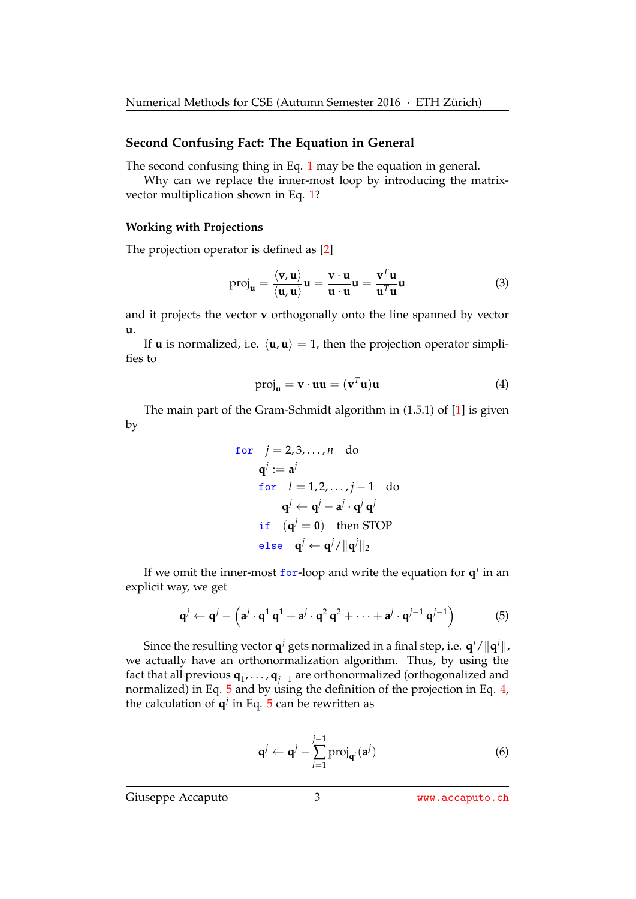### Second Confusing Fact: The Equation in General

The second confusing thing in Eq. 1 may be the equation in general.

Why can we replace the inner-most loop by introducing the matrix-vector multiplication shown in Eq. 1?

#### Working with Projections

The projection operator is defined as [2]

$$\text{proj}_{\mathbf{u}} = \frac{\langle \mathbf{v}, \mathbf{u} \rangle}{\langle \mathbf{u}, \mathbf{u} \rangle}\mathbf{u} = \frac{\mathbf{v} \cdot \mathbf{u}}{\mathbf{u} \cdot \mathbf{u}}\mathbf{u} = \frac{\mathbf{v}^T\mathbf{u}}{\mathbf{u}^T\mathbf{u}}\mathbf{u} \tag{3}$$

and it projects the vector $\mathbf{v}$ orthogonally onto the line spanned by vector $\mathbf{u}$.

If $\mathbf{u}$ is normalized, i.e. $\langle \mathbf{u}, \mathbf{u} \rangle = 1$, then the projection operator simplifies to

$$\text{proj}_{\mathbf{u}} = \mathbf{v} \cdot \mathbf{u}\mathbf{u} = (\mathbf{v}^T\mathbf{u})\mathbf{u} \tag{4}$$

The main part of the Gram-Schmidt algorithm in (1.5.1) of [1] is given by

$$
\begin{aligned}
&\texttt{for} \quad j = 2, 3, \ldots, n \quad \text{do} \\
&\quad \mathbf{q}^j := \mathbf{a}^j \\
&\quad \texttt{for} \quad l = 1, 2, \ldots, j-1 \quad \text{do} \\
&\quad\quad \mathbf{q}^j \leftarrow \mathbf{q}^j - \mathbf{a}^j \cdot \mathbf{q}^j \, \mathbf{q}^j \\
&\quad \texttt{if} \quad (\mathbf{q}^j = \mathbf{0}) \quad \text{then STOP} \\
&\quad \texttt{else} \quad \mathbf{q}^j \leftarrow \mathbf{q}^j / \|\mathbf{q}^j\|_2
\end{aligned}
$$

If we omit the inner-most `for`-loop and write the equation for $\mathbf{q}^j$ in an explicit way, we get

$$\mathbf{q}^j \leftarrow \mathbf{q}^j - \left( \mathbf{a}^j \cdot \mathbf{q}^1 \, \mathbf{q}^1 + \mathbf{a}^j \cdot \mathbf{q}^2 \, \mathbf{q}^2 + \cdots + \mathbf{a}^j \cdot \mathbf{q}^{j-1} \, \mathbf{q}^{j-1} \right) \tag{5}$$

Since the resulting vector $\mathbf{q}^j$ gets normalized in a final step, i.e. $\mathbf{q}^j / \|\mathbf{q}^j\|$, we actually have an orthonormalization algorithm. Thus, by using the fact that all previous $\mathbf{q}_1, \ldots, \mathbf{q}_{j-1}$ are orthonormalized (orthogonalized and normalized) in Eq. 5 and by using the definition of the projection in Eq. 4, the calculation of $\mathbf{q}^j$ in Eq. 5 can be rewritten as

$$\mathbf{q}^j \leftarrow \mathbf{q}^j - \sum_{l=1}^{j-1} \text{proj}_{\mathbf{q}^l}(\mathbf{a}^j) \tag{6}$$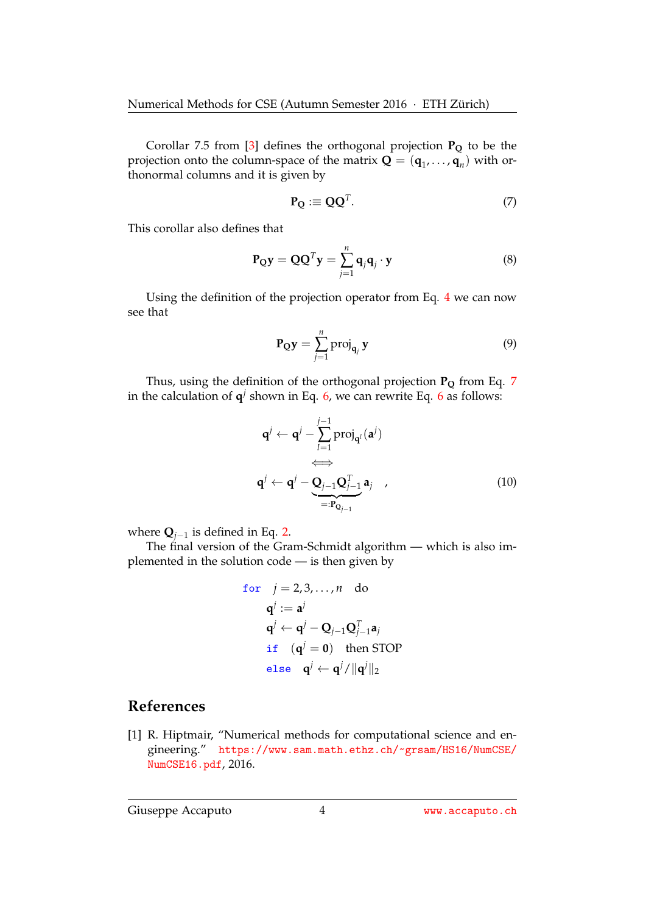Corollar 7.5 from [3] defines the orthogonal projection $\mathbf{P_Q}$ to be the projection onto the column-space of the matrix $\mathbf{Q} = (\mathbf{q}_1, \ldots, \mathbf{q}_n)$ with orthonormal columns and it is given by

$$\mathbf{P_Q} :\equiv \mathbf{Q}\mathbf{Q}^T. \tag{7}$$

This corollar also defines that

$$\mathbf{P_Q}\mathbf{y} = \mathbf{Q}\mathbf{Q}^T\mathbf{y} = \sum_{j=1}^{n} \mathbf{q}_j \mathbf{q}_j \cdot \mathbf{y} \tag{8}$$

Using the definition of the projection operator from Eq. 4 we can now see that

$$\mathbf{P_Q}\mathbf{y} = \sum_{j=1}^{n} \mathrm{proj}_{\mathbf{q}_j}\, \mathbf{y} \tag{9}$$

Thus, using the definition of the orthogonal projection $\mathbf{P_Q}$ from Eq. 7 in the calculation of $\mathbf{q}^j$ shown in Eq. 6, we can rewrite Eq. 6 as follows:

$$\begin{aligned} \mathbf{q}^j &\leftarrow \mathbf{q}^j - \sum_{l=1}^{j-1} \mathrm{proj}_{\mathbf{q}^l}(\mathbf{a}^j) \\ &\Longleftrightarrow \\ \mathbf{q}^j &\leftarrow \mathbf{q}^j - \underbrace{\mathbf{Q}_{j-1}\mathbf{Q}_{j-1}^T}_{=:\mathbf{P}_{\mathbf{Q}_{j-1}}} \mathbf{a}_j \quad , \end{aligned} \tag{10}$$

where $\mathbf{Q}_{j-1}$ is defined in Eq. 2.

The final version of the Gram-Schmidt algorithm — which is also implemented in the solution code — is then given by

$$\begin{aligned} &\texttt{for} \quad j = 2, 3, \ldots, n \quad \text{do} \\ &\quad \mathbf{q}^j := \mathbf{a}^j \\ &\quad \mathbf{q}^j \leftarrow \mathbf{q}^j - \mathbf{Q}_{j-1}\mathbf{Q}_{j-1}^T \mathbf{a}_j \\ &\quad \texttt{if} \quad (\mathbf{q}^j = \mathbf{0}) \quad \text{then STOP} \\ &\quad \texttt{else} \quad \mathbf{q}^j \leftarrow \mathbf{q}^j / \|\mathbf{q}^j\|_2 \end{aligned}$$

## References

[1] R. Hiptmair, "Numerical methods for computational science and engineering." https://www.sam.math.ethz.ch/~grsam/HS16/NumCSE/NumCSE16.pdf, 2016.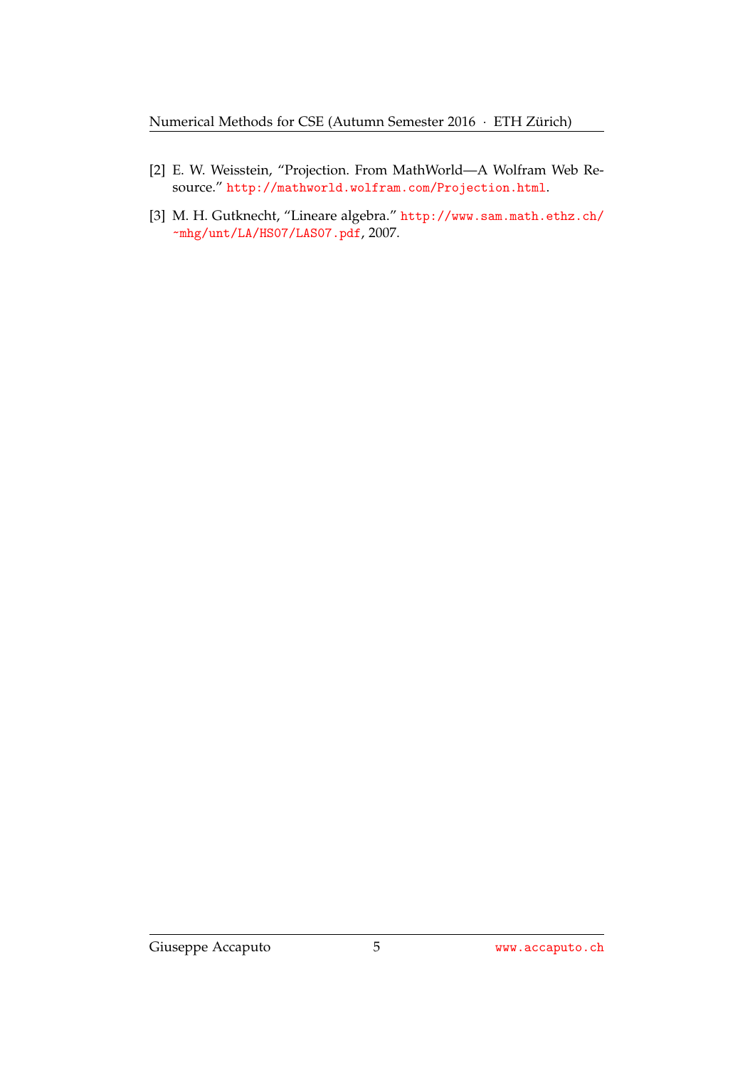[2] E. W. Weisstein, "Projection. From MathWorld—A Wolfram Web Resource." http://mathworld.wolfram.com/Projection.html.

[3] M. H. Gutknecht, "Lineare algebra." http://www.sam.math.ethz.ch/~mhg/unt/LA/HS07/LAS07.pdf, 2007.